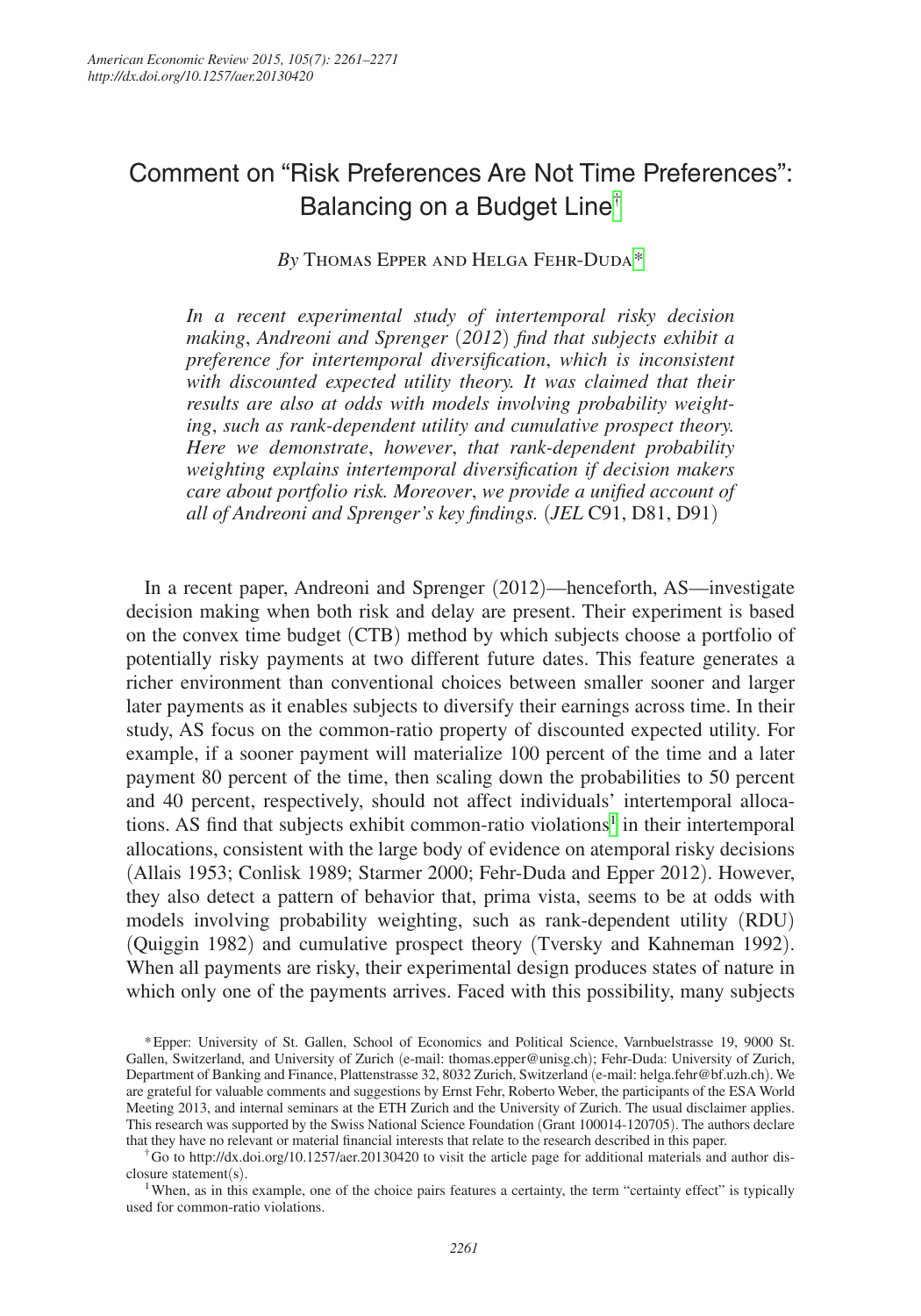# Comment on "Risk Preferences Are Not Time Preferences": Balancing on a Budget Line[†]

*By* Thomas Epper and Helga Fehr-Duda[*]

*In a recent experimental study of intertemporal risky decision making, Andreoni and Sprenger (2012) find that subjects exhibit a preference for intertemporal diversification, which is inconsistent with discounted expected utility theory. It was claimed that their results are also at odds with models involving probability weighting, such as rank-dependent utility and cumulative prospect theory. Here we demonstrate, however, that rank-dependent probability weighting explains intertemporal diversification if decision makers care about portfolio risk. Moreover, we provide a unified account of all of Andreoni and Sprenger's key findings.* (*JEL* C91, D81, D91)

In a recent paper, Andreoni and Sprenger (2012)—henceforth, AS—investigate decision making when both risk and delay are present. Their experiment is based on the convex time budget (CTB) method by which subjects choose a portfolio of potentially risky payments at two different future dates. This feature generates a richer environment than conventional choices between smaller sooner and larger later payments as it enables subjects to diversify their earnings across time. In their study, AS focus on the common-ratio property of discounted expected utility. For example, if a sooner payment will materialize 100 percent of the time and a later payment 80 percent of the time, then scaling down the probabilities to 50 percent and 40 percent, respectively, should not affect individuals' intertemporal allocations. AS find that subjects exhibit common-ratio violations[1] in their intertemporal allocations, consistent with the large body of evidence on atemporal risky decisions (Allais 1953; Conlisk 1989; Starmer 2000; Fehr-Duda and Epper 2012). However, they also detect a pattern of behavior that, prima vista, seems to be at odds with models involving probability weighting, such as rank-dependent utility (RDU) (Quiggin 1982) and cumulative prospect theory (Tversky and Kahneman 1992). When all payments are risky, their experimental design produces states of nature in which only one of the payments arrives. Faced with this possibility, many subjects

[*] Epper: University of St. Gallen, School of Economics and Political Science, Varnbuelstrasse 19, 9000 St. Gallen, Switzerland, and University of Zurich (e-mail: thomas.epper@unisg.ch); Fehr-Duda: University of Zurich, Department of Banking and Finance, Plattenstrasse 32, 8032 Zurich, Switzerland (e-mail: helga.fehr@bf.uzh.ch). We are grateful for valuable comments and suggestions by Ernst Fehr, Roberto Weber, the participants of the ESA World Meeting 2013, and internal seminars at the ETH Zurich and the University of Zurich. The usual disclaimer applies. This research was supported by the Swiss National Science Foundation (Grant 100014-120705). The authors declare that they have no relevant or material financial interests that relate to the research described in this paper.

[†] Go to http://dx.doi.org/10.1257/aer.20130420 to visit the article page for additional materials and author disclosure statement(s).

[1] When, as in this example, one of the choice pairs features a certainty, the term "certainty effect" is typically used for common-ratio violations.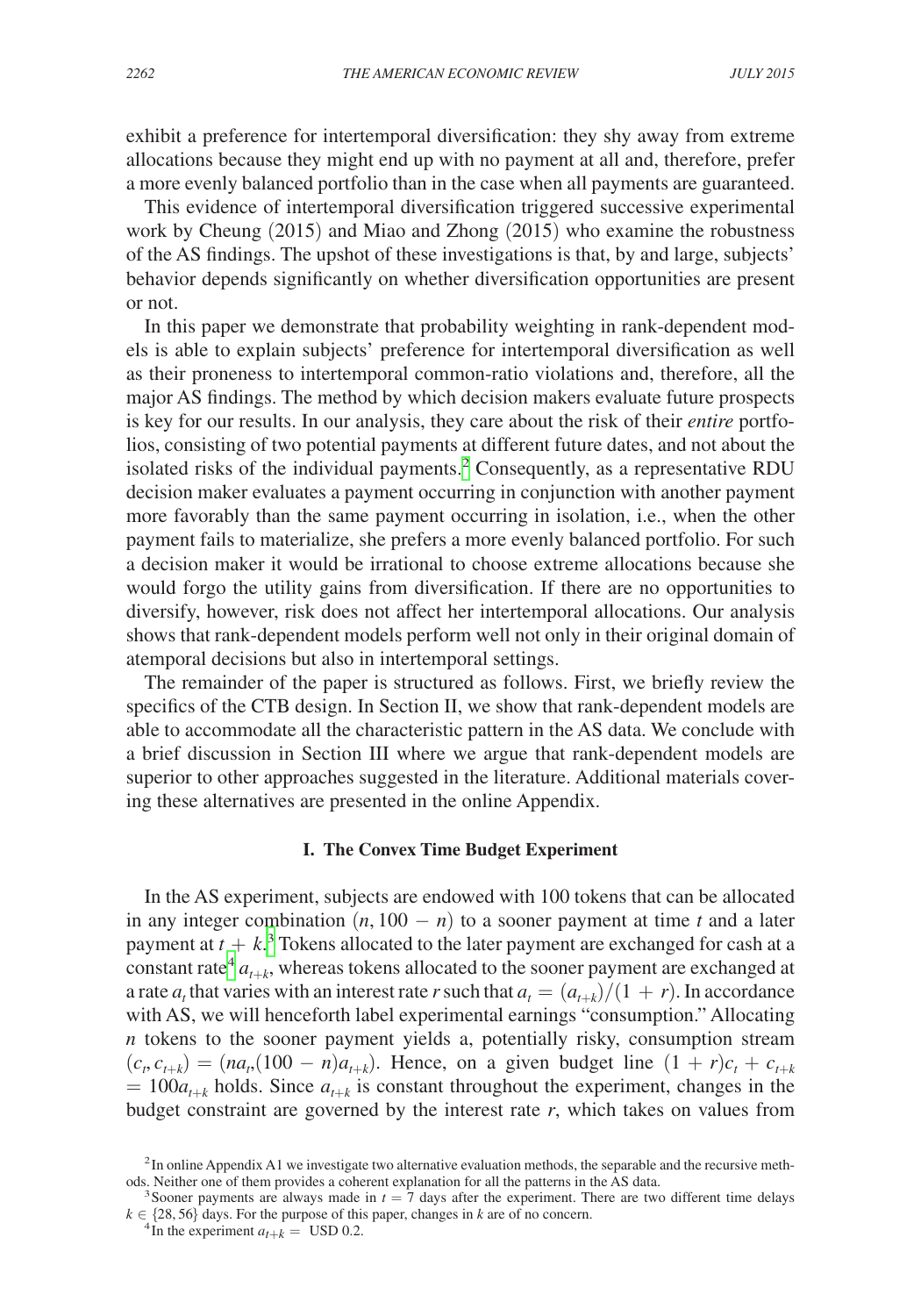exhibit a preference for intertemporal diversification: they shy away from extreme allocations because they might end up with no payment at all and, therefore, prefer a more evenly balanced portfolio than in the case when all payments are guaranteed.

This evidence of intertemporal diversification triggered successive experimental work by Cheung (2015) and Miao and Zhong (2015) who examine the robustness of the AS findings. The upshot of these investigations is that, by and large, subjects' behavior depends significantly on whether diversification opportunities are present or not.

In this paper we demonstrate that probability weighting in rank-dependent models is able to explain subjects' preference for intertemporal diversification as well as their proneness to intertemporal common-ratio violations and, therefore, all the major AS findings. The method by which decision makers evaluate future prospects is key for our results. In our analysis, they care about the risk of their *entire* portfolios, consisting of two potential payments at different future dates, and not about the isolated risks of the individual payments.[2] Consequently, as a representative RDU decision maker evaluates a payment occurring in conjunction with another payment more favorably than the same payment occurring in isolation, i.e., when the other payment fails to materialize, she prefers a more evenly balanced portfolio. For such a decision maker it would be irrational to choose extreme allocations because she would forgo the utility gains from diversification. If there are no opportunities to diversify, however, risk does not affect her intertemporal allocations. Our analysis shows that rank-dependent models perform well not only in their original domain of atemporal decisions but also in intertemporal settings.

The remainder of the paper is structured as follows. First, we briefly review the specifics of the CTB design. In Section II, we show that rank-dependent models are able to accommodate all the characteristic pattern in the AS data. We conclude with a brief discussion in Section III where we argue that rank-dependent models are superior to other approaches suggested in the literature. Additional materials covering these alternatives are presented in the online Appendix.

## I. The Convex Time Budget Experiment

In the AS experiment, subjects are endowed with 100 tokens that can be allocated in any integer combination $(n, 100 - n)$ to a sooner payment at time $t$ and a later payment at $t + k$.[3] Tokens allocated to the later payment are exchanged for cash at a constant rate[4] $a_{t+k}$, whereas tokens allocated to the sooner payment are exchanged at a rate $a_t$ that varies with an interest rate $r$ such that $a_t = (a_{t+k})/(1 + r)$. In accordance with AS, we will henceforth label experimental earnings "consumption." Allocating $n$ tokens to the sooner payment yields a, potentially risky, consumption stream $(c_t, c_{t+k}) = (na_t, (100 - n)a_{t+k})$. Hence, on a given budget line $(1 + r)c_t + c_{t+k} = 100a_{t+k}$ holds. Since $a_{t+k}$ is constant throughout the experiment, changes in the budget constraint are governed by the interest rate $r$, which takes on values from

[2] In online Appendix A1 we investigate two alternative evaluation methods, the separable and the recursive methods. Neither one of them provides a coherent explanation for all the patterns in the AS data.

[3] Sooner payments are always made in $t = 7$ days after the experiment. There are two different time delays $k \in \{28, 56\}$ days. For the purpose of this paper, changes in $k$ are of no concern.

[4] In the experiment $a_{t+k} =$ USD 0.2.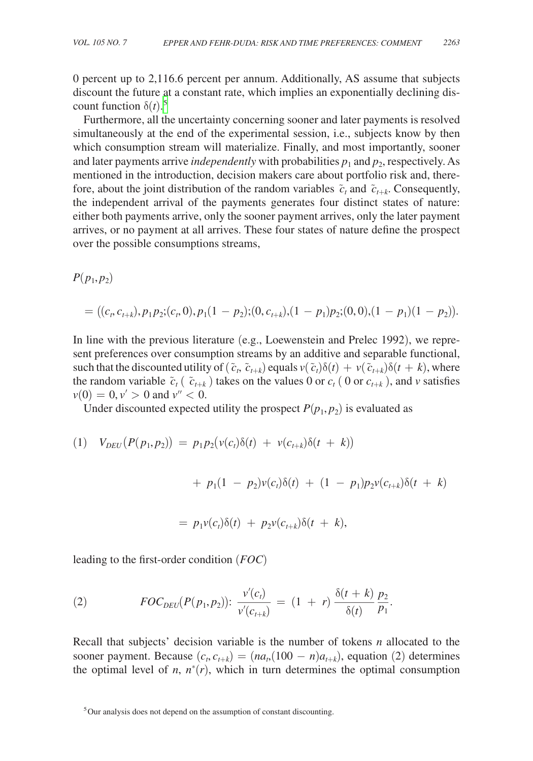0 percent up to 2,116.6 percent per annum. Additionally, AS assume that subjects discount the future at a constant rate, which implies an exponentially declining discount function $\delta(t)$.[5]

Furthermore, all the uncertainty concerning sooner and later payments is resolved simultaneously at the end of the experimental session, i.e., subjects know by then which consumption stream will materialize. Finally, and most importantly, sooner and later payments arrive *independently* with probabilities $p_1$ and $p_2$, respectively. As mentioned in the introduction, decision makers care about portfolio risk and, therefore, about the joint distribution of the random variables $\tilde{c}_t$ and $\tilde{c}_{t+k}$. Consequently, the independent arrival of the payments generates four distinct states of nature: either both payments arrive, only the sooner payment arrives, only the later payment arrives, or no payment at all arrives. These four states of nature define the prospect over the possible consumptions streams,

$$P(p_1, p_2)$$

$$= ((c_t, c_{t+k}), p_1 p_2; (c_t, 0), p_1(1 - p_2); (0, c_{t+k}), (1 - p_1)p_2; (0, 0), (1 - p_1)(1 - p_2)).$$

In line with the previous literature (e.g., Loewenstein and Prelec 1992), we represent preferences over consumption streams by an additive and separable functional, such that the discounted utility of $(\tilde{c}_t, \tilde{c}_{t+k})$ equals $v(\tilde{c}_t)\delta(t) + v(\tilde{c}_{t+k})\delta(t+k)$, where the random variable $\tilde{c}_t$ ( $\tilde{c}_{t+k}$ ) takes on the values 0 or $c_t$ ( 0 or $c_{t+k}$ ), and $v$ satisfies $v(0) = 0, v' > 0$ and $v'' < 0$.

Under discounted expected utility the prospect $P(p_1, p_2)$ is evaluated as

$$(1) \quad V_{DEU}(P(p_1, p_2)) = p_1 p_2 (v(c_t)\delta(t) + v(c_{t+k})\delta(t+k))$$

$$+ p_1(1 - p_2)v(c_t)\delta(t) + (1 - p_1)p_2 v(c_{t+k})\delta(t+k)$$

$$= p_1 v(c_t)\delta(t) + p_2 v(c_{t+k})\delta(t+k),$$

leading to the first-order condition (*FOC*)

$$(2) \qquad FOC_{DEU}(P(p_1, p_2)) \colon \frac{v'(c_t)}{v'(c_{t+k})} = (1 + r) \frac{\delta(t+k)}{\delta(t)} \frac{p_2}{p_1}.$$

Recall that subjects' decision variable is the number of tokens $n$ allocated to the sooner payment. Because $(c_t, c_{t+k}) = (na_t, (100 - n)a_{t+k})$, equation (2) determines the optimal level of $n$, $n^*(r)$, which in turn determines the optimal consumption

[5] Our analysis does not depend on the assumption of constant discounting.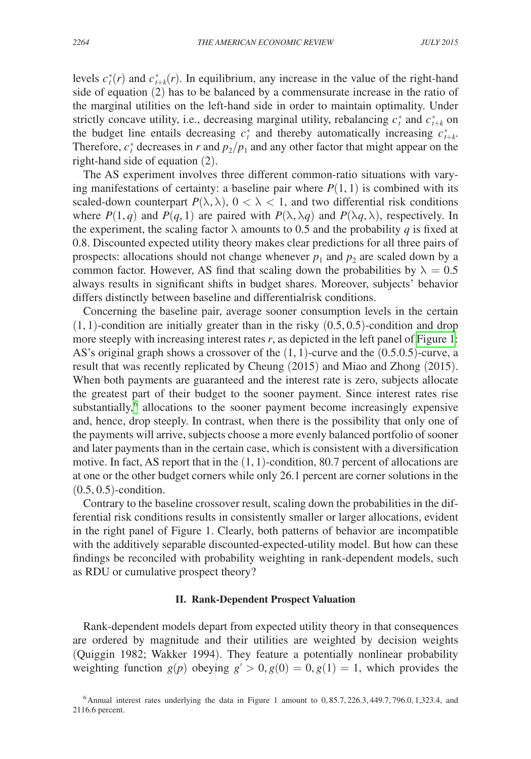levels $c_t^*(r)$ and $c_{t+k}^*(r)$. In equilibrium, any increase in the value of the right-hand side of equation (2) has to be balanced by a commensurate increase in the ratio of the marginal utilities on the left-hand side in order to maintain optimality. Under strictly concave utility, i.e., decreasing marginal utility, rebalancing $c_t^*$ and $c_{t+k}^*$ on the budget line entails decreasing $c_t^*$ and thereby automatically increasing $c_{t+k}^*$. Therefore, $c_t^*$ decreases in $r$ and $p_2/p_1$ and any other factor that might appear on the right-hand side of equation (2).

The AS experiment involves three different common-ratio situations with varying manifestations of certainty: a baseline pair where $P(1,1)$ is combined with its scaled-down counterpart $P(\lambda, \lambda)$, $0 < \lambda < 1$, and two differential risk conditions where $P(1, q)$ and $P(q, 1)$ are paired with $P(\lambda, \lambda q)$ and $P(\lambda q, \lambda)$, respectively. In the experiment, the scaling factor $\lambda$ amounts to 0.5 and the probability $q$ is fixed at 0.8. Discounted expected utility theory makes clear predictions for all three pairs of prospects: allocations should not change whenever $p_1$ and $p_2$ are scaled down by a common factor. However, AS find that scaling down the probabilities by $\lambda = 0.5$ always results in significant shifts in budget shares. Moreover, subjects' behavior differs distinctly between baseline and differentialrisk conditions.

Concerning the baseline pair, average sooner consumption levels in the certain $(1,1)$-condition are initially greater than in the risky $(0.5, 0.5)$-condition and drop more steeply with increasing interest rates $r$, as depicted in the left panel of Figure 1: AS's original graph shows a crossover of the $(1,1)$-curve and the $(0.5.0.5)$-curve, a result that was recently replicated by Cheung (2015) and Miao and Zhong (2015). When both payments are guaranteed and the interest rate is zero, subjects allocate the greatest part of their budget to the sooner payment. Since interest rates rise substantially,[6] allocations to the sooner payment become increasingly expensive and, hence, drop steeply. In contrast, when there is the possibility that only one of the payments will arrive, subjects choose a more evenly balanced portfolio of sooner and later payments than in the certain case, which is consistent with a diversification motive. In fact, AS report that in the $(1,1)$-condition, 80.7 percent of allocations are at one or the other budget corners while only 26.1 percent are corner solutions in the $(0.5, 0.5)$-condition.

Contrary to the baseline crossover result, scaling down the probabilities in the differential risk conditions results in consistently smaller or larger allocations, evident in the right panel of Figure 1. Clearly, both patterns of behavior are incompatible with the additively separable discounted-expected-utility model. But how can these findings be reconciled with probability weighting in rank-dependent models, such as RDU or cumulative prospect theory?

## II. Rank-Dependent Prospect Valuation

Rank-dependent models depart from expected utility theory in that consequences are ordered by magnitude and their utilities are weighted by decision weights (Quiggin 1982; Wakker 1994). They feature a potentially nonlinear probability weighting function $g(p)$ obeying $g' > 0, g(0) = 0, g(1) = 1$, which provides the

[6] Annual interest rates underlying the data in Figure 1 amount to 0, 85.7, 226.3, 449.7, 796.0, 1,323.4, and 2116.6 percent.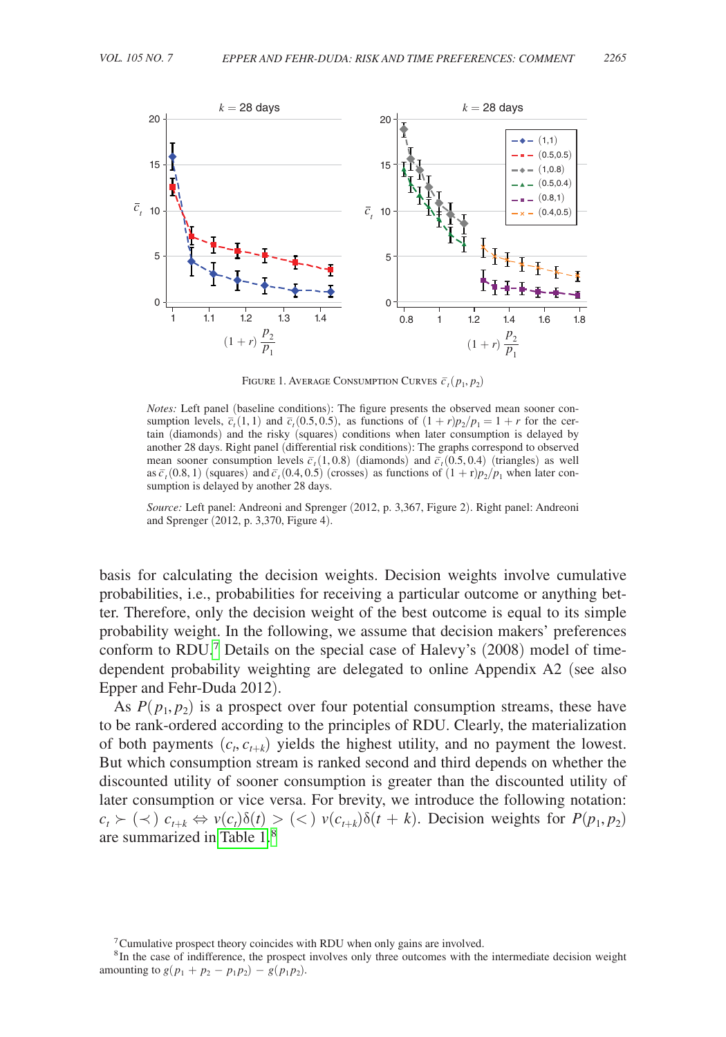FIGURE 1. AVERAGE CONSUMPTION CURVES $\bar{c}_t(p_1, p_2)$

*Notes:* Left panel (baseline conditions): The figure presents the observed mean sooner consumption levels, $\bar{c}_t(1,1)$ and $\bar{c}_t(0.5, 0.5)$, as functions of $(1+r)p_2/p_1 = 1 + r$ for the certain (diamonds) and the risky (squares) conditions when later consumption is delayed by another 28 days. Right panel (differential risk conditions): The graphs correspond to observed mean sooner consumption levels $\bar{c}_t(1, 0.8)$ (diamonds) and $\bar{c}_t(0.5, 0.4)$ (triangles) as well as $\bar{c}_t(0.8, 1)$ (squares) and $\bar{c}_t(0.4, 0.5)$ (crosses) as functions of $(1 + \text{r})p_2/p_1$ when later consumption is delayed by another 28 days.

*Source:* Left panel: Andreoni and Sprenger (2012, p. 3,367, Figure 2). Right panel: Andreoni and Sprenger (2012, p. 3,370, Figure 4).

basis for calculating the decision weights. Decision weights involve cumulative probabilities, i.e., probabilities for receiving a particular outcome or anything better. Therefore, only the decision weight of the best outcome is equal to its simple probability weight. In the following, we assume that decision makers' preferences conform to RDU.[7] Details on the special case of Halevy's (2008) model of time-dependent probability weighting are delegated to online Appendix A2 (see also Epper and Fehr-Duda 2012).

As $P(p_1, p_2)$ is a prospect over four potential consumption streams, these have to be rank-ordered according to the principles of RDU. Clearly, the materialization of both payments $(c_t, c_{t+k})$ yields the highest utility, and no payment the lowest. But which consumption stream is ranked second and third depends on whether the discounted utility of sooner consumption is greater than the discounted utility of later consumption or vice versa. For brevity, we introduce the following notation: $c_t \succ (\prec)\ c_{t+k} \Leftrightarrow v(c_t)\delta(t) > (<)\ v(c_{t+k})\delta(t+k)$. Decision weights for $P(p_1, p_2)$ are summarized in Table 1.[8]

[7] Cumulative prospect theory coincides with RDU when only gains are involved.

[8] In the case of indifference, the prospect involves only three outcomes with the intermediate decision weight amounting to $g(p_1 + p_2 - p_1p_2) - g(p_1p_2)$.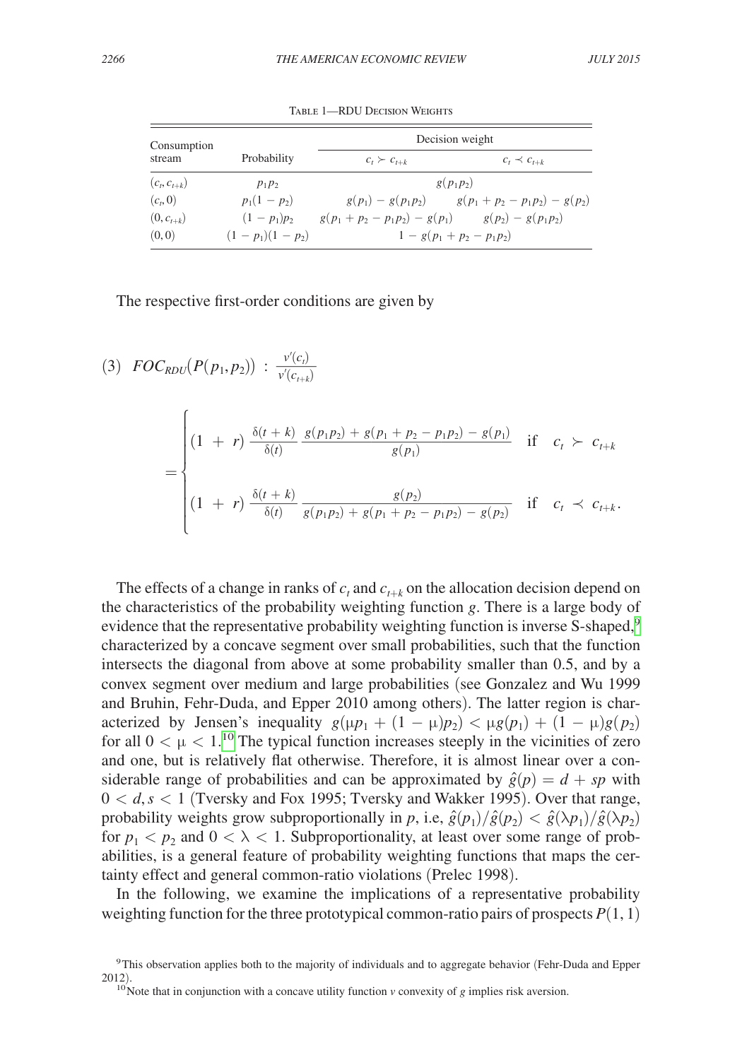Table 1—RDU Decision Weights

| Consumption stream | Probability | Decision weight | |
|---|---|---|---|
| | | $c_t \succ c_{t+k}$ | $c_t \prec c_{t+k}$ |
| $(c_t, c_{t+k})$ | $p_1 p_2$ | $g(p_1 p_2)$ | |
| $(c_t, 0)$ | $p_1(1-p_2)$ | $g(p_1) - g(p_1 p_2)$ | $g(p_1 + p_2 - p_1 p_2) - g(p_2)$ |
| $(0, c_{t+k})$ | $(1-p_1)p_2$ | $g(p_1 + p_2 - p_1 p_2) - g(p_1)$ | $g(p_2) - g(p_1 p_2)$ |
| $(0,0)$ | $(1-p_1)(1-p_2)$ | $1 - g(p_1 + p_2 - p_1 p_2)$ | |

The respective first-order conditions are given by

$$
(3)\quad FOC_{RDU}\big(P(p_1,p_2)\big) : \frac{v'(c_t)}{v'(c_{t+k})}
$$

$$
= \begin{cases} (1+r)\,\dfrac{\delta(t+k)}{\delta(t)}\,\dfrac{g(p_1p_2) + g(p_1+p_2-p_1p_2) - g(p_1)}{g(p_1)} & \text{if} \quad c_t \succ c_{t+k} \\[2ex] (1+r)\,\dfrac{\delta(t+k)}{\delta(t)}\,\dfrac{g(p_2)}{g(p_1p_2) + g(p_1+p_2-p_1p_2) - g(p_2)} & \text{if} \quad c_t \prec c_{t+k}. \end{cases}
$$

The effects of a change in ranks of $c_t$ and $c_{t+k}$ on the allocation decision depend on the characteristics of the probability weighting function $g$. There is a large body of evidence that the representative probability weighting function is inverse S-shaped,[9] characterized by a concave segment over small probabilities, such that the function intersects the diagonal from above at some probability smaller than 0.5, and by a convex segment over medium and large probabilities (see Gonzalez and Wu 1999 and Bruhin, Fehr-Duda, and Epper 2010 among others). The latter region is characterized by Jensen's inequality $g(\mu p_1 + (1-\mu)p_2) < \mu g(p_1) + (1-\mu) g(p_2)$ for all $0 < \mu < 1$.[10] The typical function increases steeply in the vicinities of zero and one, but is relatively flat otherwise. Therefore, it is almost linear over a considerable range of probabilities and can be approximated by $\hat{g}(p) = d + sp$ with $0 < d, s < 1$ (Tversky and Fox 1995; Tversky and Wakker 1995). Over that range, probability weights grow subproportionally in $p$, i.e, $\hat{g}(p_1)/\hat{g}(p_2) < \hat{g}(\lambda p_1)/\hat{g}(\lambda p_2)$ for $p_1 < p_2$ and $0 < \lambda < 1$. Subproportionality, at least over some range of probabilities, is a general feature of probability weighting functions that maps the certainty effect and general common-ratio violations (Prelec 1998).

In the following, we examine the implications of a representative probability weighting function for the three prototypical common-ratio pairs of prospects $P(1,1)$

[9] This observation applies both to the majority of individuals and to aggregate behavior (Fehr-Duda and Epper 2012).

[10] Note that in conjunction with a concave utility function $v$ convexity of $g$ implies risk aversion.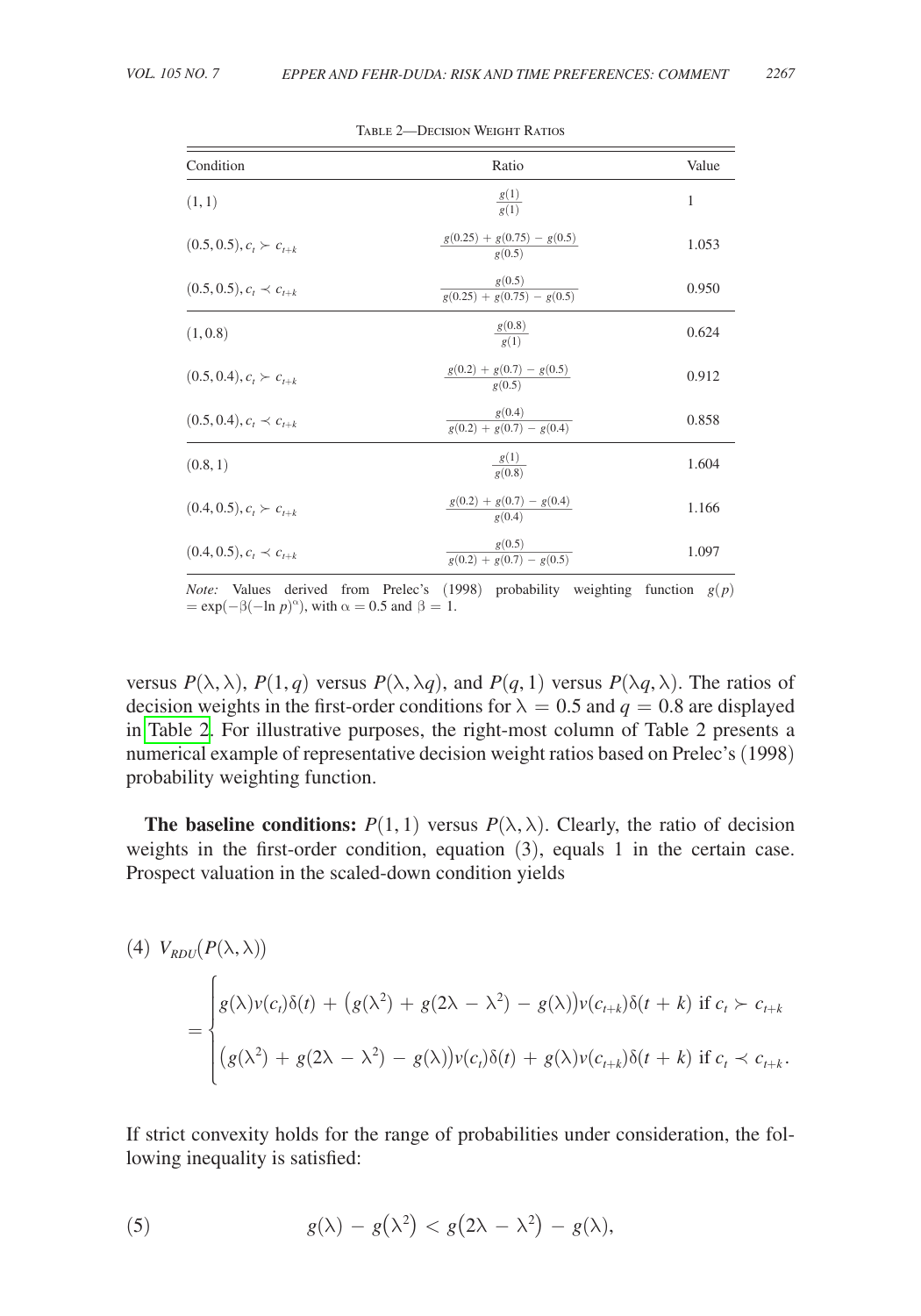Table 2—Decision Weight Ratios

| Condition | Ratio | Value |
|---|---|---|
| $(1,1)$ | $\frac{g(1)}{g(1)}$ | 1 |
| $(0.5, 0.5), c_t \succ c_{t+k}$ | $\frac{g(0.25) + g(0.75) - g(0.5)}{g(0.5)}$ | 1.053 |
| $(0.5, 0.5), c_t \prec c_{t+k}$ | $\frac{g(0.5)}{g(0.25) + g(0.75) - g(0.5)}$ | 0.950 |
| $(1, 0.8)$ | $\frac{g(0.8)}{g(1)}$ | 0.624 |
| $(0.5, 0.4), c_t \succ c_{t+k}$ | $\frac{g(0.2) + g(0.7) - g(0.5)}{g(0.5)}$ | 0.912 |
| $(0.5, 0.4), c_t \prec c_{t+k}$ | $\frac{g(0.4)}{g(0.2) + g(0.7) - g(0.4)}$ | 0.858 |
| $(0.8, 1)$ | $\frac{g(1)}{g(0.8)}$ | 1.604 |
| $(0.4, 0.5), c_t \succ c_{t+k}$ | $\frac{g(0.2) + g(0.7) - g(0.4)}{g(0.4)}$ | 1.166 |
| $(0.4, 0.5), c_t \prec c_{t+k}$ | $\frac{g(0.5)}{g(0.2) + g(0.7) - g(0.5)}$ | 1.097 |

*Note:* Values derived from Prelec's (1998) probability weighting function $g(p) = \exp(-\beta(-\ln p)^{\alpha})$, with $\alpha = 0.5$ and $\beta = 1$.

versus $P(\lambda, \lambda)$, $P(1, q)$ versus $P(\lambda, \lambda q)$, and $P(q, 1)$ versus $P(\lambda q, \lambda)$. The ratios of decision weights in the first-order conditions for $\lambda = 0.5$ and $q = 0.8$ are displayed in Table 2. For illustrative purposes, the right-most column of Table 2 presents a numerical example of representative decision weight ratios based on Prelec's (1998) probability weighting function.

**The baseline conditions:** $P(1,1)$ versus $P(\lambda, \lambda)$. Clearly, the ratio of decision weights in the first-order condition, equation (3), equals 1 in the certain case. Prospect valuation in the scaled-down condition yields

$$
(4)\quad V_{RDU}(P(\lambda, \lambda)) = \begin{cases} g(\lambda)v(c_t)\delta(t) + \left(g(\lambda^2) + g(2\lambda - \lambda^2) - g(\lambda)\right)v(c_{t+k})\delta(t+k) \text{ if } c_t \succ c_{t+k} \\ \left(g(\lambda^2) + g(2\lambda - \lambda^2) - g(\lambda)\right)v(c_t)\delta(t) + g(\lambda)v(c_{t+k})\delta(t+k) \text{ if } c_t \prec c_{t+k}. \end{cases}
$$

If strict convexity holds for the range of probabilities under consideration, the following inequality is satisfied:

$$
(5)\quad g(\lambda) - g\left(\lambda^2\right) < g\left(2\lambda - \lambda^2\right) - g(\lambda),
$$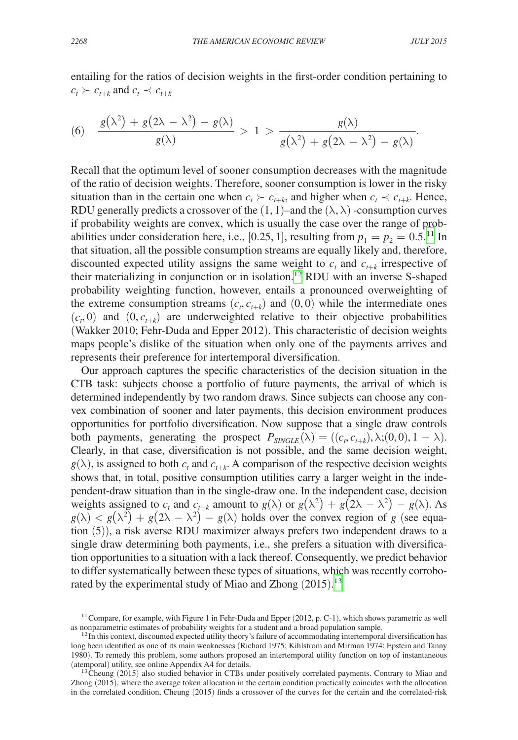entailing for the ratios of decision weights in the first-order condition pertaining to $c_t \succ c_{t+k}$ and $c_t \prec c_{t+k}$

$$(6) \quad \frac{g(\lambda^2) + g(2\lambda - \lambda^2) - g(\lambda)}{g(\lambda)} > 1 > \frac{g(\lambda)}{g(\lambda^2) + g(2\lambda - \lambda^2) - g(\lambda)}.$$

Recall that the optimum level of sooner consumption decreases with the magnitude of the ratio of decision weights. Therefore, sooner consumption is lower in the risky situation than in the certain one when $c_t \succ c_{t+k}$, and higher when $c_t \prec c_{t+k}$. Hence, RDU generally predicts a crossover of the $(1, 1)$–and the $(\lambda, \lambda)$ -consumption curves if probability weights are convex, which is usually the case over the range of probabilities under consideration here, i.e., $[0.25, 1]$, resulting from $p_1 = p_2 = 0.5$.[11] In that situation, all the possible consumption streams are equally likely and, therefore, discounted expected utility assigns the same weight to $c_t$ and $c_{t+k}$ irrespective of their materializing in conjunction or in isolation.[12] RDU with an inverse S-shaped probability weighting function, however, entails a pronounced overweighting of the extreme consumption streams $(c_t, c_{t+k})$ and $(0, 0)$ while the intermediate ones $(c_t, 0)$ and $(0, c_{t+k})$ are underweighted relative to their objective probabilities (Wakker 2010; Fehr-Duda and Epper 2012). This characteristic of decision weights maps people's dislike of the situation when only one of the payments arrives and represents their preference for intertemporal diversification.

Our approach captures the specific characteristics of the decision situation in the CTB task: subjects choose a portfolio of future payments, the arrival of which is determined independently by two random draws. Since subjects can choose any convex combination of sooner and later payments, this decision environment produces opportunities for portfolio diversification. Now suppose that a single draw controls both payments, generating the prospect $P_{SINGLE}(\lambda) = ((c_t, c_{t+k}), \lambda; (0, 0), 1 - \lambda)$. Clearly, in that case, diversification is not possible, and the same decision weight, $g(\lambda)$, is assigned to both $c_t$ and $c_{t+k}$. A comparison of the respective decision weights shows that, in total, positive consumption utilities carry a larger weight in the independent-draw situation than in the single-draw one. In the independent case, decision weights assigned to $c_t$ and $c_{t+k}$ amount to $g(\lambda)$ or $g(\lambda^2) + g(2\lambda - \lambda^2) - g(\lambda)$. As $g(\lambda) < g(\lambda^2) + g(2\lambda - \lambda^2) - g(\lambda)$ holds over the convex region of $g$ (see equation (5)), a risk averse RDU maximizer always prefers two independent draws to a single draw determining both payments, i.e., she prefers a situation with diversification opportunities to a situation with a lack thereof. Consequently, we predict behavior to differ systematically between these types of situations, which was recently corroborated by the experimental study of Miao and Zhong (2015).[13]

[11] Compare, for example, with Figure 1 in Fehr-Duda and Epper (2012, p. C-1), which shows parametric as well as nonparametric estimates of probability weights for a student and a broad population sample.

[12] In this context, discounted expected utility theory's failure of accommodating intertemporal diversification has long been identified as one of its main weaknesses (Richard 1975; Kihlstrom and Mirman 1974; Epstein and Tanny 1980). To remedy this problem, some authors proposed an intertemporal utility function on top of instantaneous (atemporal) utility, see online Appendix A4 for details.

[13] Cheung (2015) also studied behavior in CTBs under positively correlated payments. Contrary to Miao and Zhong (2015), where the average token allocation in the certain condition practically coincides with the allocation in the correlated condition, Cheung (2015) finds a crossover of the curves for the certain and the correlated-risk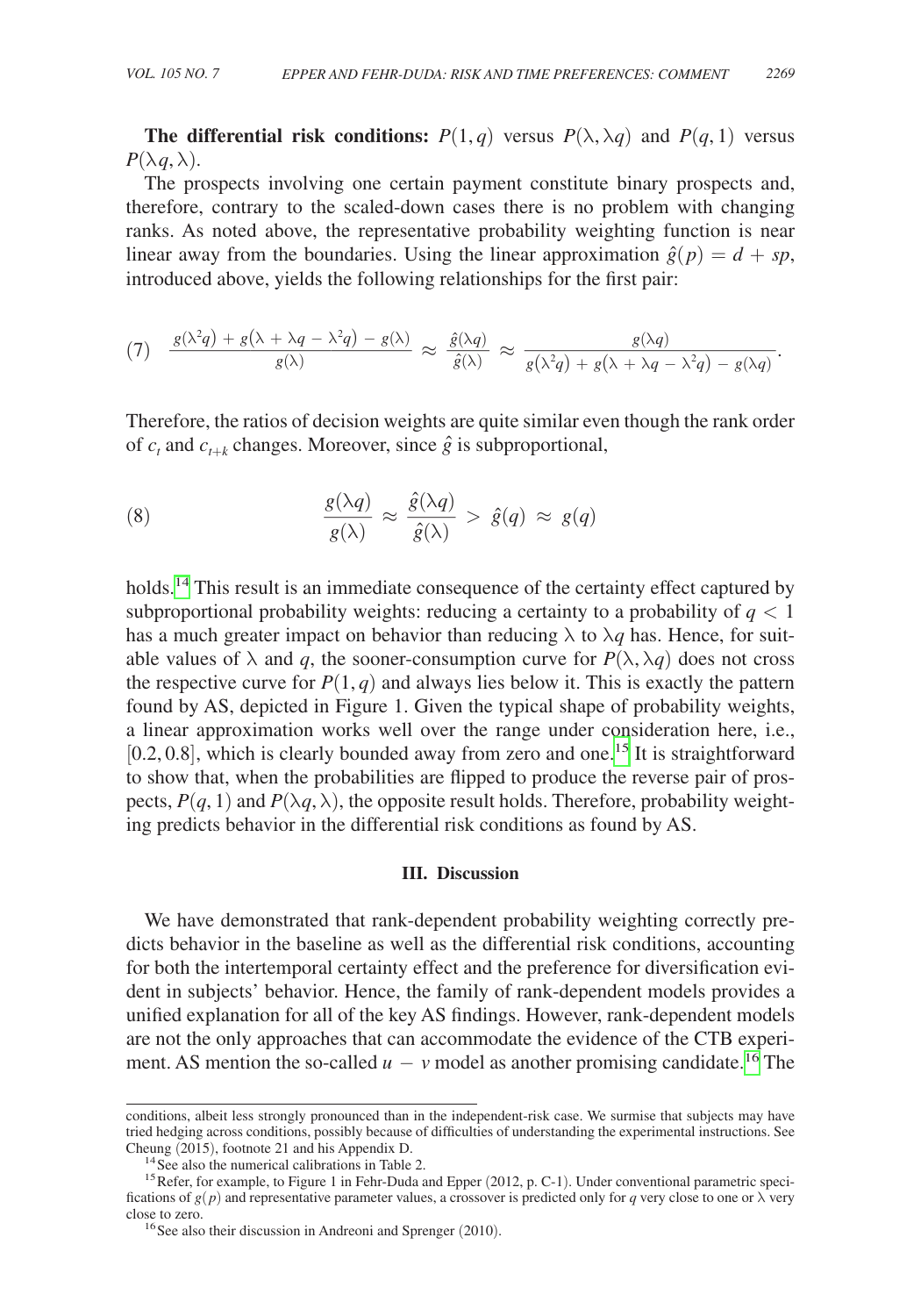**The differential risk conditions:** $P(1, q)$ versus $P(\lambda, \lambda q)$ and $P(q, 1)$ versus $P(\lambda q, \lambda)$.

The prospects involving one certain payment constitute binary prospects and, therefore, contrary to the scaled-down cases there is no problem with changing ranks. As noted above, the representative probability weighting function is near linear away from the boundaries. Using the linear approximation $\hat{g}(p) = d + sp$, introduced above, yields the following relationships for the first pair:

$$(7) \quad \frac{g(\lambda^2 q) + g(\lambda + \lambda q - \lambda^2 q) - g(\lambda)}{g(\lambda)} \approx \frac{\hat{g}(\lambda q)}{\hat{g}(\lambda)} \approx \frac{g(\lambda q)}{g(\lambda^2 q) + g(\lambda + \lambda q - \lambda^2 q) - g(\lambda q)}.$$

Therefore, the ratios of decision weights are quite similar even though the rank order of $c_t$ and $c_{t+k}$ changes. Moreover, since $\hat{g}$ is subproportional,

$$(8) \quad \frac{g(\lambda q)}{g(\lambda)} \approx \frac{\hat{g}(\lambda q)}{\hat{g}(\lambda)} > \hat{g}(q) \approx g(q)$$

holds.[14] This result is an immediate consequence of the certainty effect captured by subproportional probability weights: reducing a certainty to a probability of $q < 1$ has a much greater impact on behavior than reducing $\lambda$ to $\lambda q$ has. Hence, for suitable values of $\lambda$ and $q$, the sooner-consumption curve for $P(\lambda, \lambda q)$ does not cross the respective curve for $P(1, q)$ and always lies below it. This is exactly the pattern found by AS, depicted in Figure 1. Given the typical shape of probability weights, a linear approximation works well over the range under consideration here, i.e., $[0.2, 0.8]$, which is clearly bounded away from zero and one.[15] It is straightforward to show that, when the probabilities are flipped to produce the reverse pair of prospects, $P(q, 1)$ and $P(\lambda q, \lambda)$, the opposite result holds. Therefore, probability weighting predicts behavior in the differential risk conditions as found by AS.

## III. Discussion

We have demonstrated that rank-dependent probability weighting correctly predicts behavior in the baseline as well as the differential risk conditions, accounting for both the intertemporal certainty effect and the preference for diversification evident in subjects' behavior. Hence, the family of rank-dependent models provides a unified explanation for all of the key AS findings. However, rank-dependent models are not the only approaches that can accommodate the evidence of the CTB experiment. AS mention the so-called $u - v$ model as another promising candidate.[16] The

conditions, albeit less strongly pronounced than in the independent-risk case. We surmise that subjects may have tried hedging across conditions, possibly because of difficulties of understanding the experimental instructions. See Cheung (2015), footnote 21 and his Appendix D.

[14] See also the numerical calibrations in Table 2.

[15] Refer, for example, to Figure 1 in Fehr-Duda and Epper (2012, p. C-1). Under conventional parametric specifications of $g(p)$ and representative parameter values, a crossover is predicted only for $q$ very close to one or $\lambda$ very close to zero.

[16] See also their discussion in Andreoni and Sprenger (2010).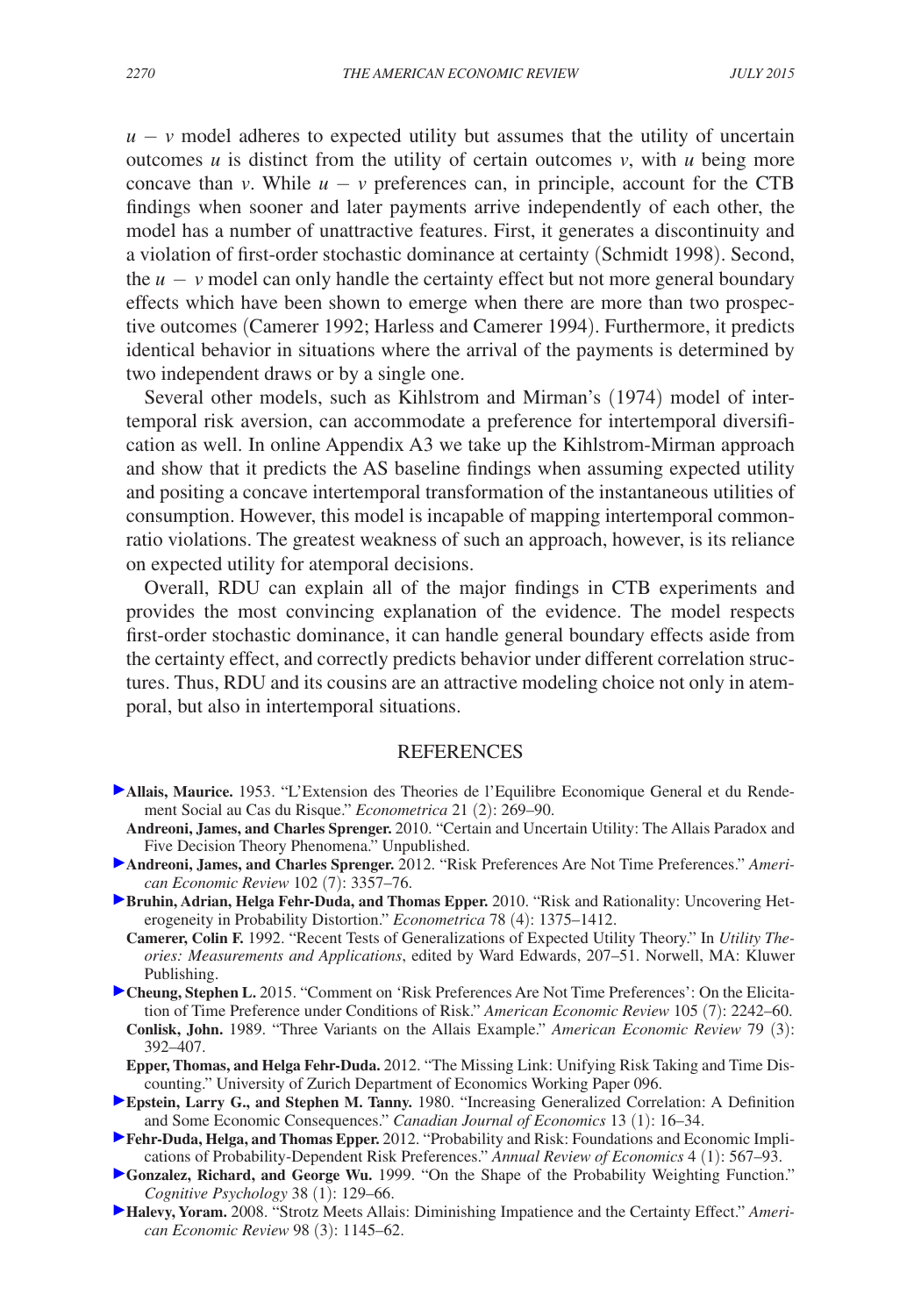$u - v$ model adheres to expected utility but assumes that the utility of uncertain outcomes $u$ is distinct from the utility of certain outcomes $v$, with $u$ being more concave than $v$. While $u - v$ preferences can, in principle, account for the CTB findings when sooner and later payments arrive independently of each other, the model has a number of unattractive features. First, it generates a discontinuity and a violation of first-order stochastic dominance at certainty (Schmidt 1998). Second, the $u - v$ model can only handle the certainty effect but not more general boundary effects which have been shown to emerge when there are more than two prospective outcomes (Camerer 1992; Harless and Camerer 1994). Furthermore, it predicts identical behavior in situations where the arrival of the payments is determined by two independent draws or by a single one.

Several other models, such as Kihlstrom and Mirman's (1974) model of intertemporal risk aversion, can accommodate a preference for intertemporal diversification as well. In online Appendix A3 we take up the Kihlstrom-Mirman approach and show that it predicts the AS baseline findings when assuming expected utility and positing a concave intertemporal transformation of the instantaneous utilities of consumption. However, this model is incapable of mapping intertemporal common-ratio violations. The greatest weakness of such an approach, however, is its reliance on expected utility for atemporal decisions.

Overall, RDU can explain all of the major findings in CTB experiments and provides the most convincing explanation of the evidence. The model respects first-order stochastic dominance, it can handle general boundary effects aside from the certainty effect, and correctly predicts behavior under different correlation structures. Thus, RDU and its cousins are an attractive modeling choice not only in atemporal, but also in intertemporal situations.

## REFERENCES

**Allais, Maurice.** 1953. "L'Extension des Theories de l'Equilibre Economique General et du Rendement Social au Cas du Risque." *Econometrica* 21 (2): 269–90.

**Andreoni, James, and Charles Sprenger.** 2010. "Certain and Uncertain Utility: The Allais Paradox and Five Decision Theory Phenomena." Unpublished.

**Andreoni, James, and Charles Sprenger.** 2012. "Risk Preferences Are Not Time Preferences." *American Economic Review* 102 (7): 3357–76.

**Bruhin, Adrian, Helga Fehr-Duda, and Thomas Epper.** 2010. "Risk and Rationality: Uncovering Heterogeneity in Probability Distortion." *Econometrica* 78 (4): 1375–1412.

**Camerer, Colin F.** 1992. "Recent Tests of Generalizations of Expected Utility Theory." In *Utility Theories: Measurements and Applications*, edited by Ward Edwards, 207–51. Norwell, MA: Kluwer Publishing.

**Cheung, Stephen L.** 2015. "Comment on 'Risk Preferences Are Not Time Preferences': On the Elicitation of Time Preference under Conditions of Risk." *American Economic Review* 105 (7): 2242–60.

**Conlisk, John.** 1989. "Three Variants on the Allais Example." *American Economic Review* 79 (3): 392–407.

**Epper, Thomas, and Helga Fehr-Duda.** 2012. "The Missing Link: Unifying Risk Taking and Time Discounting." University of Zurich Department of Economics Working Paper 096.

**Epstein, Larry G., and Stephen M. Tanny.** 1980. "Increasing Generalized Correlation: A Definition and Some Economic Consequences." *Canadian Journal of Economics* 13 (1): 16–34.

**Fehr-Duda, Helga, and Thomas Epper.** 2012. "Probability and Risk: Foundations and Economic Implications of Probability-Dependent Risk Preferences." *Annual Review of Economics* 4 (1): 567–93.

**Gonzalez, Richard, and George Wu.** 1999. "On the Shape of the Probability Weighting Function." *Cognitive Psychology* 38 (1): 129–66.

**Halevy, Yoram.** 2008. "Strotz Meets Allais: Diminishing Impatience and the Certainty Effect." *American Economic Review* 98 (3): 1145–62.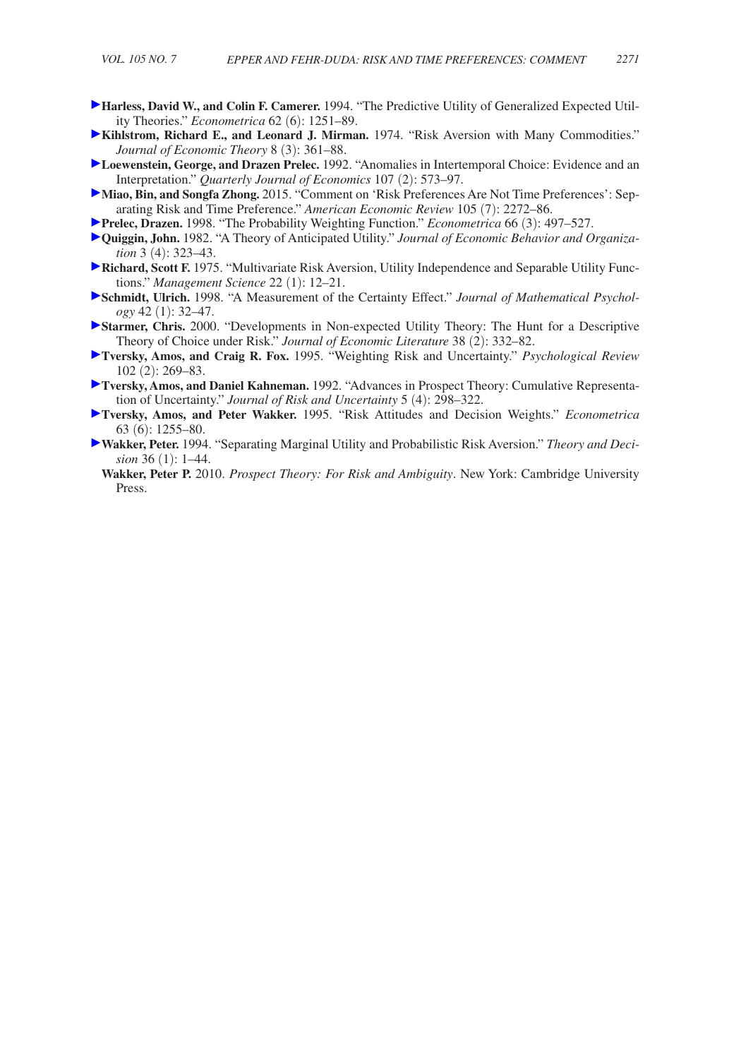**Harless, David W., and Colin F. Camerer.** 1994. "The Predictive Utility of Generalized Expected Utility Theories." *Econometrica* 62 (6): 1251–89.

**Kihlstrom, Richard E., and Leonard J. Mirman.** 1974. "Risk Aversion with Many Commodities." *Journal of Economic Theory* 8 (3): 361–88.

**Loewenstein, George, and Drazen Prelec.** 1992. "Anomalies in Intertemporal Choice: Evidence and an Interpretation." *Quarterly Journal of Economics* 107 (2): 573–97.

**Miao, Bin, and Songfa Zhong.** 2015. "Comment on 'Risk Preferences Are Not Time Preferences': Separating Risk and Time Preference." *American Economic Review* 105 (7): 2272–86.

**Prelec, Drazen.** 1998. "The Probability Weighting Function." *Econometrica* 66 (3): 497–527.

**Quiggin, John.** 1982. "A Theory of Anticipated Utility." *Journal of Economic Behavior and Organization* 3 (4): 323–43.

**Richard, Scott F.** 1975. "Multivariate Risk Aversion, Utility Independence and Separable Utility Functions." *Management Science* 22 (1): 12–21.

**Schmidt, Ulrich.** 1998. "A Measurement of the Certainty Effect." *Journal of Mathematical Psychology* 42 (1): 32–47.

**Starmer, Chris.** 2000. "Developments in Non-expected Utility Theory: The Hunt for a Descriptive Theory of Choice under Risk." *Journal of Economic Literature* 38 (2): 332–82.

**Tversky, Amos, and Craig R. Fox.** 1995. "Weighting Risk and Uncertainty." *Psychological Review* 102 (2): 269–83.

**Tversky, Amos, and Daniel Kahneman.** 1992. "Advances in Prospect Theory: Cumulative Representation of Uncertainty." *Journal of Risk and Uncertainty* 5 (4): 298–322.

**Tversky, Amos, and Peter Wakker.** 1995. "Risk Attitudes and Decision Weights." *Econometrica* 63 (6): 1255–80.

**Wakker, Peter.** 1994. "Separating Marginal Utility and Probabilistic Risk Aversion." *Theory and Decision* 36 (1): 1–44.

**Wakker, Peter P.** 2010. *Prospect Theory: For Risk and Ambiguity*. New York: Cambridge University Press.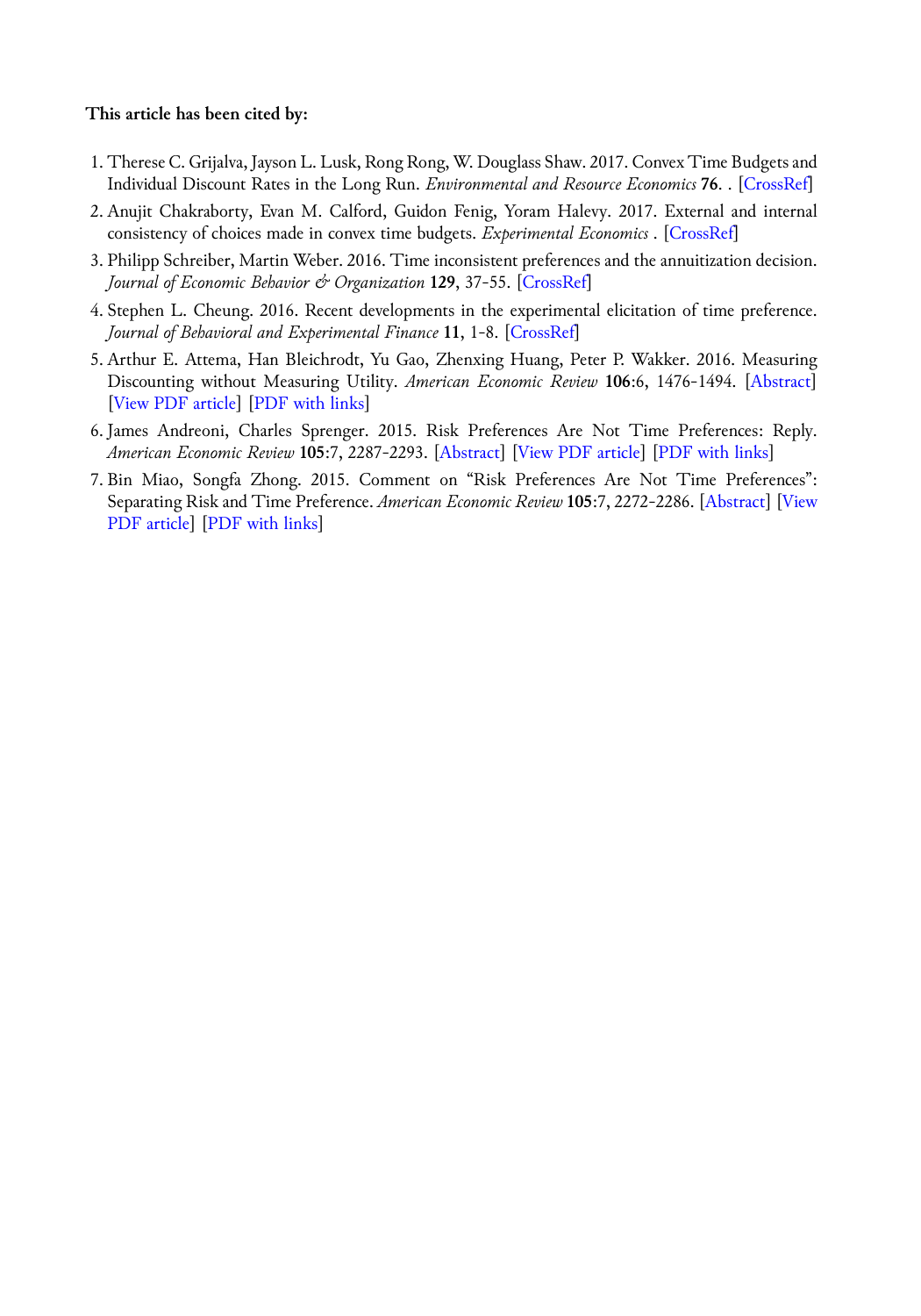**This article has been cited by:**

1. Therese C. Grijalva, Jayson L. Lusk, Rong Rong, W. Douglass Shaw. 2017. Convex Time Budgets and Individual Discount Rates in the Long Run. *Environmental and Resource Economics* **76**. . [CrossRef]
2. Anujit Chakraborty, Evan M. Calford, Guidon Fenig, Yoram Halevy. 2017. External and internal consistency of choices made in convex time budgets. *Experimental Economics* . [CrossRef]
3. Philipp Schreiber, Martin Weber. 2016. Time inconsistent preferences and the annuitization decision. *Journal of Economic Behavior & Organization* **129**, 37-55. [CrossRef]
4. Stephen L. Cheung. 2016. Recent developments in the experimental elicitation of time preference. *Journal of Behavioral and Experimental Finance* **11**, 1-8. [CrossRef]
5. Arthur E. Attema, Han Bleichrodt, Yu Gao, Zhenxing Huang, Peter P. Wakker. 2016. Measuring Discounting without Measuring Utility. *American Economic Review* **106**:6, 1476-1494. [Abstract] [View PDF article] [PDF with links]
6. James Andreoni, Charles Sprenger. 2015. Risk Preferences Are Not Time Preferences: Reply. *American Economic Review* **105**:7, 2287-2293. [Abstract] [View PDF article] [PDF with links]
7. Bin Miao, Songfa Zhong. 2015. Comment on "Risk Preferences Are Not Time Preferences": Separating Risk and Time Preference. *American Economic Review* **105**:7, 2272-2286. [Abstract] [View PDF article] [PDF with links]